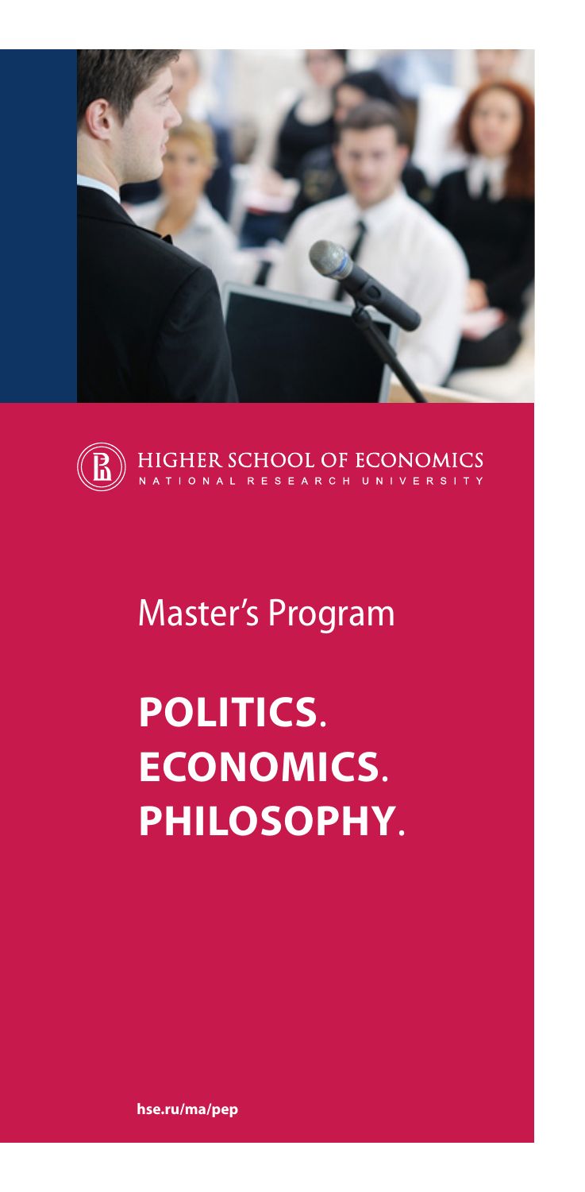HIGHER SCHOOL OF ECONOMICS
NATIONAL RESEARCH UNIVERSITY

# Master's Program

# POLITICS. ECONOMICS. PHILOSOPHY.

**hse.ru/ma/pep**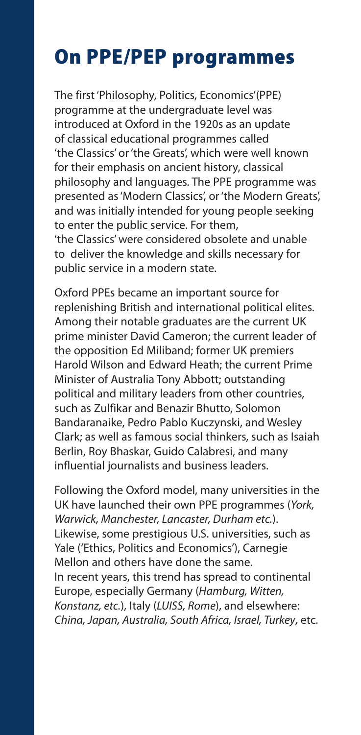# On PPE/PEP programmes

The first 'Philosophy, Politics, Economics' (PPE) programme at the undergraduate level was introduced at Oxford in the 1920s as an update of classical educational programmes called 'the Classics' or 'the Greats', which were well known for their emphasis on ancient history, classical philosophy and languages. The PPE programme was presented as 'Modern Classics', or 'the Modern Greats', and was initially intended for young people seeking to enter the public service. For them, 'the Classics' were considered obsolete and unable to deliver the knowledge and skills necessary for public service in a modern state.

Oxford PPEs became an important source for replenishing British and international political elites. Among their notable graduates are the current UK prime minister David Cameron; the current leader of the opposition Ed Miliband; former UK premiers Harold Wilson and Edward Heath; the current Prime Minister of Australia Tony Abbott; outstanding political and military leaders from other countries, such as Zulfikar and Benazir Bhutto, Solomon Bandaranaike, Pedro Pablo Kuczynski, and Wesley Clark; as well as famous social thinkers, such as Isaiah Berlin, Roy Bhaskar, Guido Calabresi, and many influential journalists and business leaders.

Following the Oxford model, many universities in the UK have launched their own PPE programmes (*York, Warwick, Manchester, Lancaster, Durham etc.*). Likewise, some prestigious U.S. universities, such as Yale ('Ethics, Politics and Economics'), Carnegie Mellon and others have done the same. In recent years, this trend has spread to continental Europe, especially Germany (*Hamburg, Witten, Konstanz, etc.*), Italy (*LUISS, Rome*), and elsewhere: *China, Japan, Australia, South Africa, Israel, Turkey*, etc.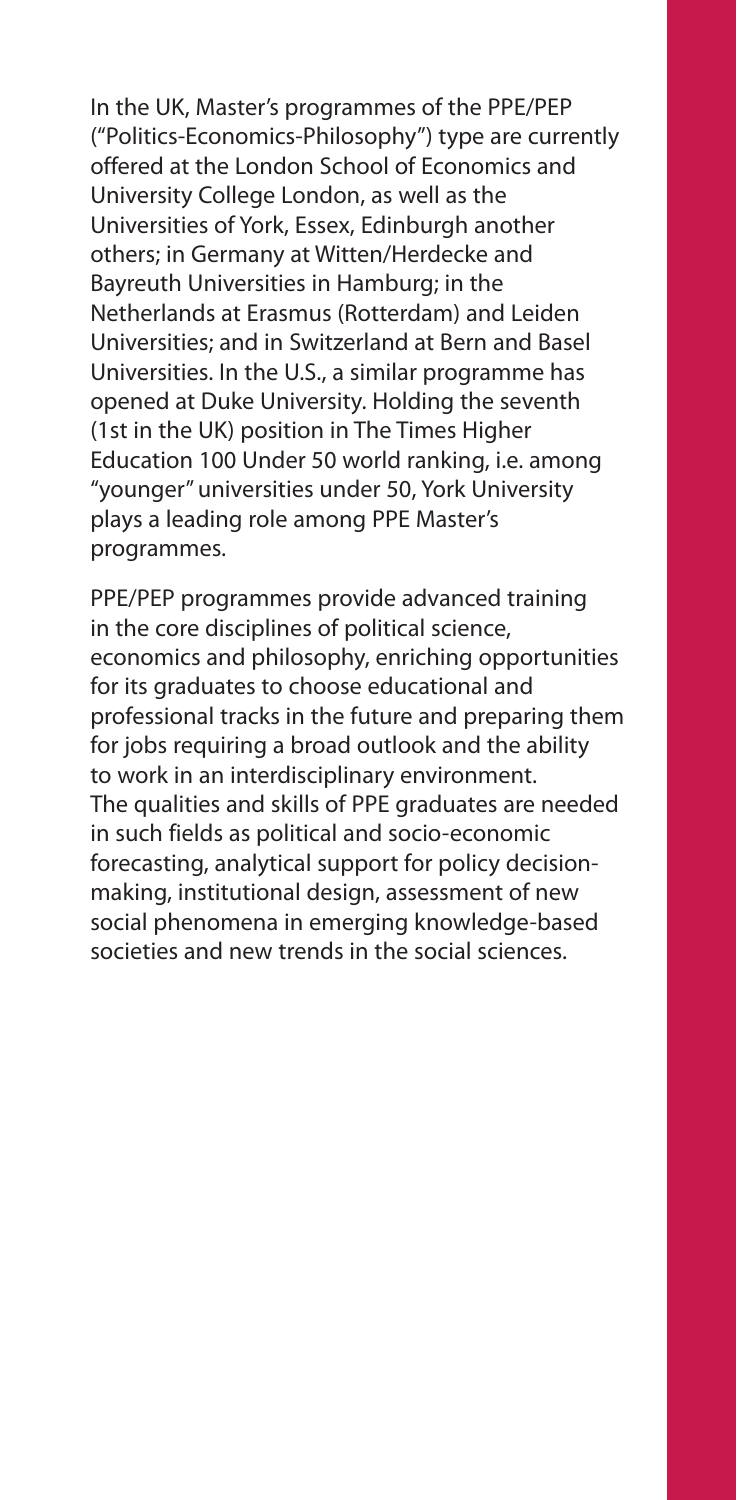In the UK, Master's programmes of the PPE/PEP ("Politics-Economics-Philosophy") type are currently offered at the London School of Economics and University College London, as well as the Universities of York, Essex, Edinburgh another others; in Germany at Witten/Herdecke and Bayreuth Universities in Hamburg; in the Netherlands at Erasmus (Rotterdam) and Leiden Universities; and in Switzerland at Bern and Basel Universities. In the U.S., a similar programme has opened at Duke University. Holding the seventh (1st in the UK) position in The Times Higher Education 100 Under 50 world ranking, i.e. among "younger" universities under 50, York University plays a leading role among PPE Master's programmes.

PPE/PEP programmes provide advanced training in the core disciplines of political science, economics and philosophy, enriching opportunities for its graduates to choose educational and professional tracks in the future and preparing them for jobs requiring a broad outlook and the ability to work in an interdisciplinary environment. The qualities and skills of PPE graduates are needed in such fields as political and socio-economic forecasting, analytical support for policy decision-making, institutional design, assessment of new social phenomena in emerging knowledge-based societies and new trends in the social sciences.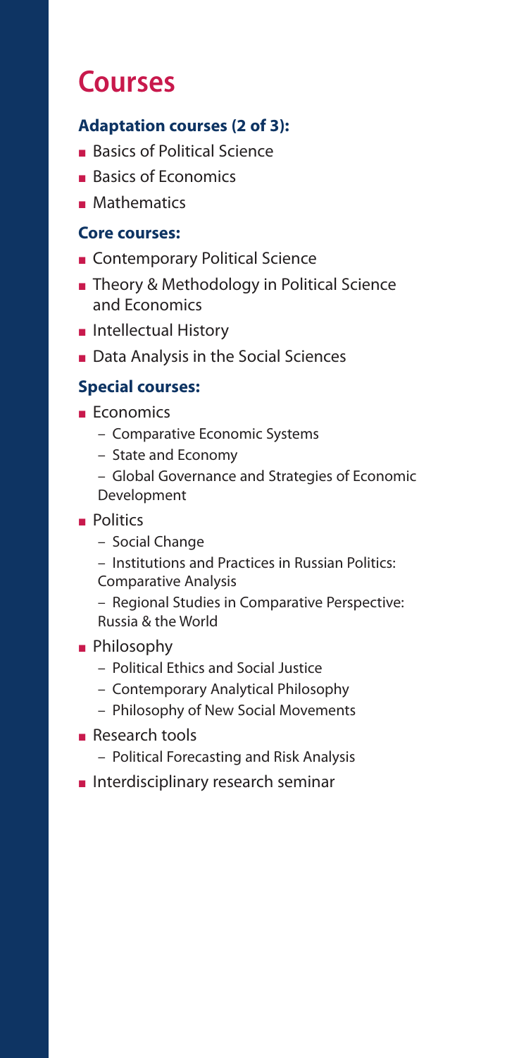# Courses

### Adaptation courses (2 of 3):

- Basics of Political Science
- Basics of Economics
- Mathematics

### Core courses:

- Contemporary Political Science
- Theory & Methodology in Political Science and Economics
- Intellectual History
- Data Analysis in the Social Sciences

### Special courses:

- Economics
  - Comparative Economic Systems
  - State and Economy
  - Global Governance and Strategies of Economic Development
- Politics
  - Social Change
  - Institutions and Practices in Russian Politics: Comparative Analysis
  - Regional Studies in Comparative Perspective: Russia & the World
- Philosophy
  - Political Ethics and Social Justice
  - Contemporary Analytical Philosophy
  - Philosophy of New Social Movements
- Research tools
  - Political Forecasting and Risk Analysis
- Interdisciplinary research seminar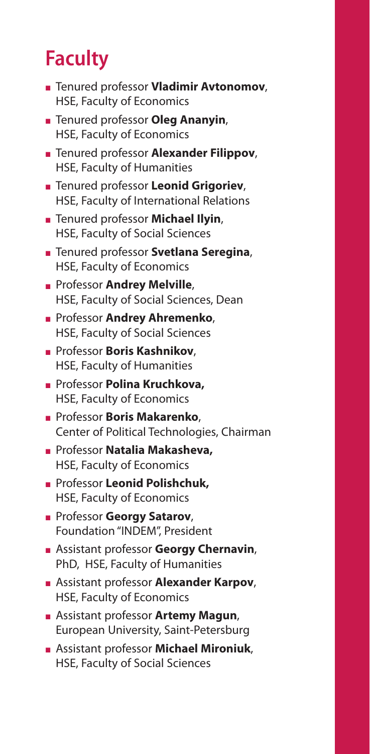# Faculty

- Tenured professor **Vladimir Avtonomov**, HSE, Faculty of Economics
- Tenured professor **Oleg Ananyin**, HSE, Faculty of Economics
- Tenured professor **Alexander Filippov**, HSE, Faculty of Humanities
- Tenured professor **Leonid Grigoriev**, HSE, Faculty of International Relations
- Tenured professor **Michael Ilyin**, HSE, Faculty of Social Sciences
- Tenured professor **Svetlana Seregina**, HSE, Faculty of Economics
- Professor **Andrey Melville**, HSE, Faculty of Social Sciences, Dean
- Professor **Andrey Ahremenko**, HSE, Faculty of Social Sciences
- Professor **Boris Kashnikov**, HSE, Faculty of Humanities
- Professor **Polina Kruchkova,** HSE, Faculty of Economics
- Professor **Boris Makarenko**, Center of Political Technologies, Chairman
- Professor **Natalia Makasheva,** HSE, Faculty of Economics
- Professor **Leonid Polishchuk,** HSE, Faculty of Economics
- Professor **Georgy Satarov**, Foundation "INDEM", President
- Assistant professor **Georgy Chernavin**, PhD, HSE, Faculty of Humanities
- Assistant professor **Alexander Karpov**, HSE, Faculty of Economics
- Assistant professor **Artemy Magun**, European University, Saint-Petersburg
- Assistant professor **Michael Mironiuk**, HSE, Faculty of Social Sciences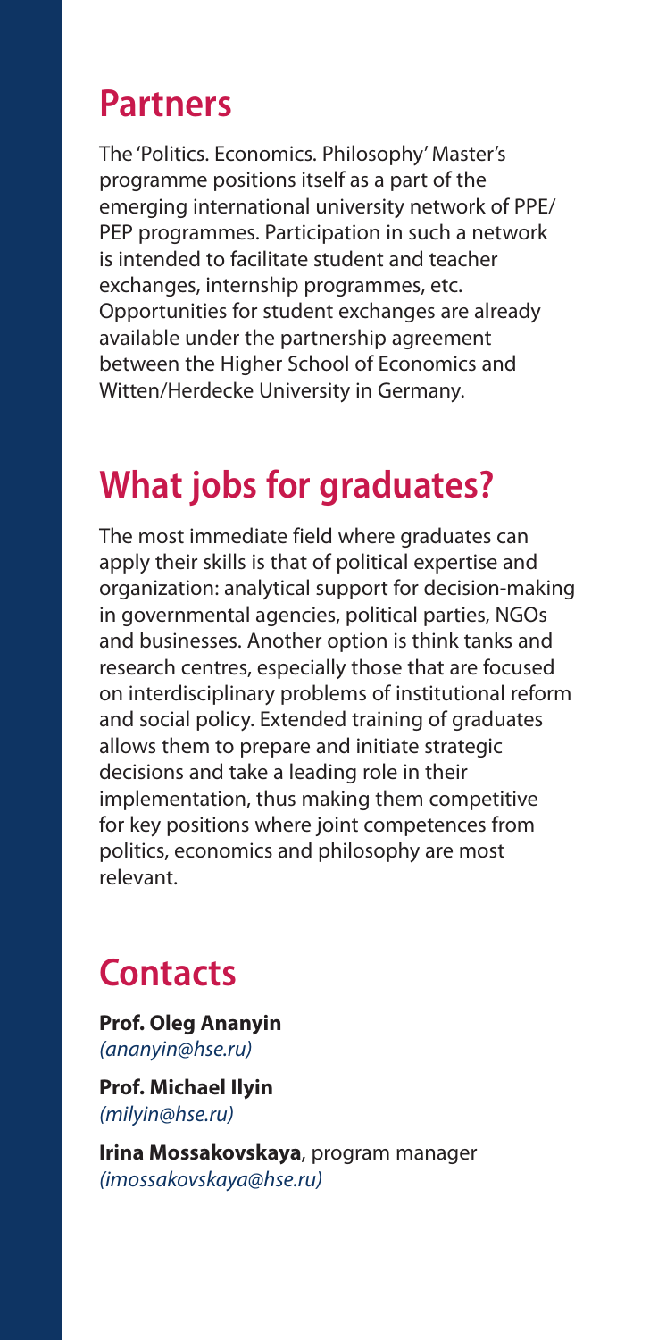## Partners

The 'Politics. Economics. Philosophy' Master's programme positions itself as a part of the emerging international university network of PPE/PEP programmes. Participation in such a network is intended to facilitate student and teacher exchanges, internship programmes, etc. Opportunities for student exchanges are already available under the partnership agreement between the Higher School of Economics and Witten/Herdecke University in Germany.

## What jobs for graduates?

The most immediate field where graduates can apply their skills is that of political expertise and organization: analytical support for decision-making in governmental agencies, political parties, NGOs and businesses. Another option is think tanks and research centres, especially those that are focused on interdisciplinary problems of institutional reform and social policy. Extended training of graduates allows them to prepare and initiate strategic decisions and take a leading role in their implementation, thus making them competitive for key positions where joint competences from politics, economics and philosophy are most relevant.

## Contacts

**Prof. Oleg Ananyin**
*(ananyin@hse.ru)*

**Prof. Michael Ilyin**
*(milyin@hse.ru)*

**Irina Mossakovskaya**, program manager
*(imossakovskaya@hse.ru)*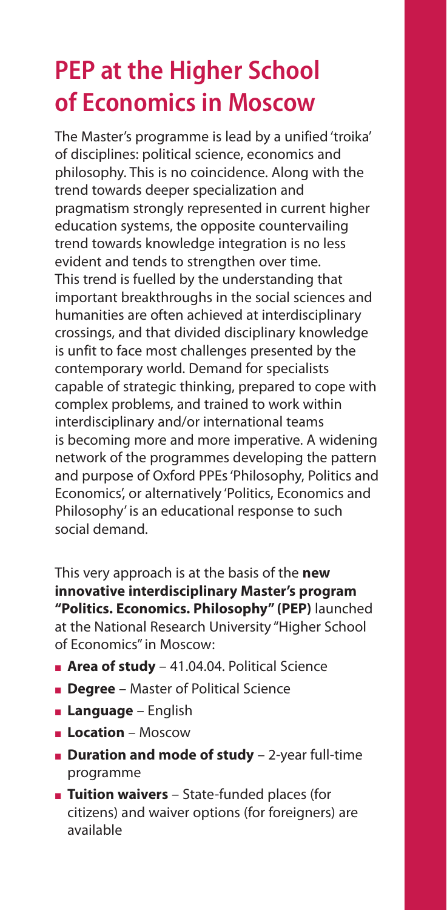# PEP at the Higher School of Economics in Moscow

The Master's programme is lead by a unified 'troika' of disciplines: political science, economics and philosophy. This is no coincidence. Along with the trend towards deeper specialization and pragmatism strongly represented in current higher education systems, the opposite countervailing trend towards knowledge integration is no less evident and tends to strengthen over time. This trend is fuelled by the understanding that important breakthroughs in the social sciences and humanities are often achieved at interdisciplinary crossings, and that divided disciplinary knowledge is unfit to face most challenges presented by the contemporary world. Demand for specialists capable of strategic thinking, prepared to cope with complex problems, and trained to work within interdisciplinary and/or international teams is becoming more and more imperative. A widening network of the programmes developing the pattern and purpose of Oxford PPEs 'Philosophy, Politics and Economics', or alternatively 'Politics, Economics and Philosophy' is an educational response to such social demand.

This very approach is at the basis of the **new innovative interdisciplinary Master's program "Politics. Economics. Philosophy" (PEP)** launched at the National Research University "Higher School of Economics" in Moscow:

- **Area of study** – 41.04.04. Political Science
- **Degree** – Master of Political Science
- **Language** – English
- **Location** – Moscow
- **Duration and mode of study** – 2-year full-time programme
- **Tuition waivers** – State-funded places (for citizens) and waiver options (for foreigners) are available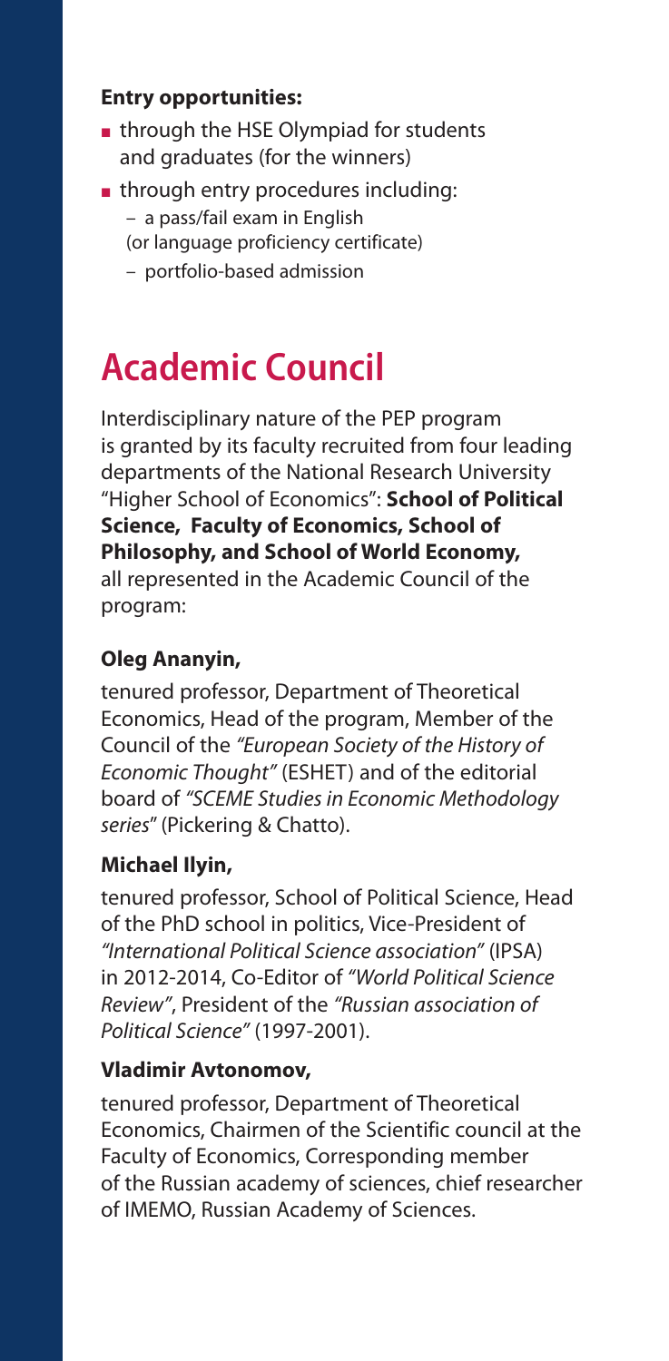**Entry opportunities:**

- through the HSE Olympiad for students and graduates (for the winners)
- through entry procedures including:
  - a pass/fail exam in English (or language proficiency certificate)
  - portfolio-based admission

# Academic Council

Interdisciplinary nature of the PEP program is granted by its faculty recruited from four leading departments of the National Research University "Higher School of Economics": **School of Political Science, Faculty of Economics, School of Philosophy, and School of World Economy,** all represented in the Academic Council of the program:

### Oleg Ananyin,

tenured professor, Department of Theoretical Economics, Head of the program, Member of the Council of the *"European Society of the History of Economic Thought"* (ESHET) and of the editorial board of *"SCEME Studies in Economic Methodology series*" (Pickering & Chatto).

### Michael Ilyin,

tenured professor, School of Political Science, Head of the PhD school in politics, Vice-President of *"International Political Science association"* (IPSA) in 2012-2014, Co-Editor of *"World Political Science Review"*, President of the *"Russian association of Political Science"* (1997-2001).

### Vladimir Avtonomov,

tenured professor, Department of Theoretical Economics, Chairmen of the Scientific council at the Faculty of Economics, Corresponding member of the Russian academy of sciences, chief researcher of IMEMO, Russian Academy of Sciences.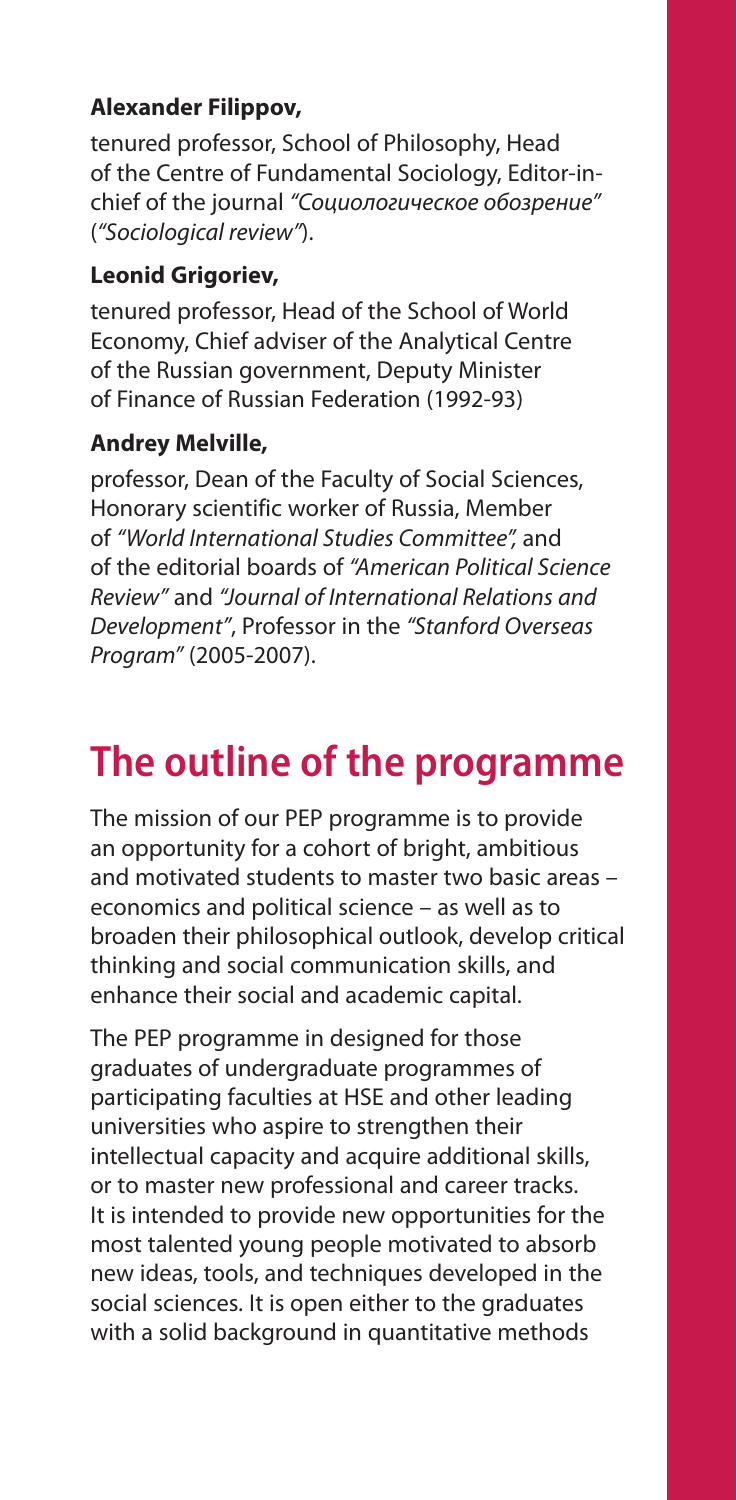**Alexander Filippov,**

tenured professor, School of Philosophy, Head of the Centre of Fundamental Sociology, Editor-in-chief of the journal *"Социологическое обозрение"* (*"Sociological review"*).

**Leonid Grigoriev,**

tenured professor, Head of the School of World Economy, Chief adviser of the Analytical Centre of the Russian government, Deputy Minister of Finance of Russian Federation (1992-93)

**Andrey Melville,**

professor, Dean of the Faculty of Social Sciences, Honorary scientific worker of Russia, Member of *"World International Studies Committee",* and of the editorial boards of *"American Political Science Review"* and *"Journal of International Relations and Development"*, Professor in the *"Stanford Overseas Program"* (2005-2007).

# The outline of the programme

The mission of our PEP programme is to provide an opportunity for a cohort of bright, ambitious and motivated students to master two basic areas – economics and political science – as well as to broaden their philosophical outlook, develop critical thinking and social communication skills, and enhance their social and academic capital.

The PEP programme in designed for those graduates of undergraduate programmes of participating faculties at HSE and other leading universities who aspire to strengthen their intellectual capacity and acquire additional skills, or to master new professional and career tracks. It is intended to provide new opportunities for the most talented young people motivated to absorb new ideas, tools, and techniques developed in the social sciences. It is open either to the graduates with a solid background in quantitative methods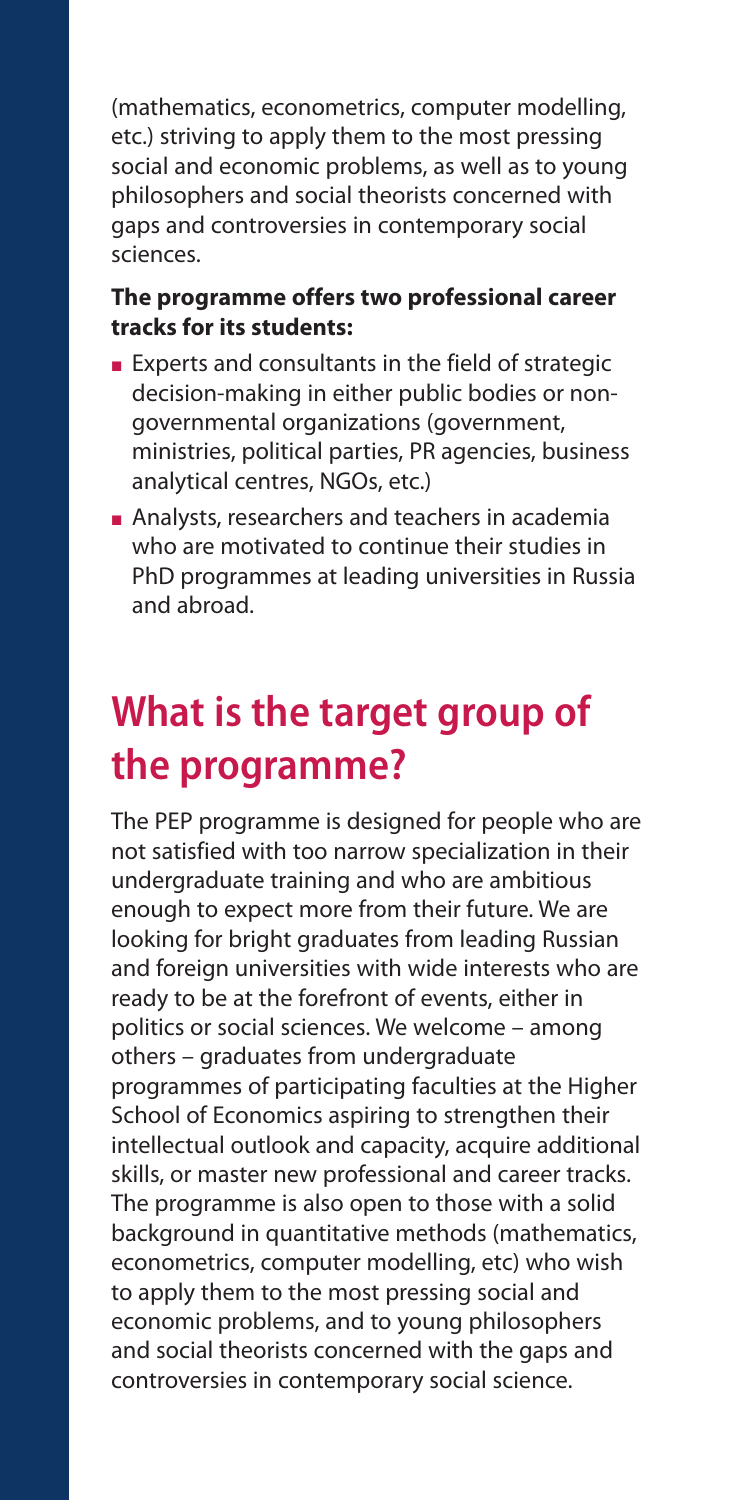(mathematics, econometrics, computer modelling, etc.) striving to apply them to the most pressing social and economic problems, as well as to young philosophers and social theorists concerned with gaps and controversies in contemporary social sciences.

**The programme offers two professional career tracks for its students:**

- Experts and consultants in the field of strategic decision-making in either public bodies or non-governmental organizations (government, ministries, political parties, PR agencies, business analytical centres, NGOs, etc.)
- Analysts, researchers and teachers in academia who are motivated to continue their studies in PhD programmes at leading universities in Russia and abroad.

## What is the target group of the programme?

The PEP programme is designed for people who are not satisfied with too narrow specialization in their undergraduate training and who are ambitious enough to expect more from their future. We are looking for bright graduates from leading Russian and foreign universities with wide interests who are ready to be at the forefront of events, either in politics or social sciences. We welcome – among others – graduates from undergraduate programmes of participating faculties at the Higher School of Economics aspiring to strengthen their intellectual outlook and capacity, acquire additional skills, or master new professional and career tracks. The programme is also open to those with a solid background in quantitative methods (mathematics, econometrics, computer modelling, etc) who wish to apply them to the most pressing social and economic problems, and to young philosophers and social theorists concerned with the gaps and controversies in contemporary social science.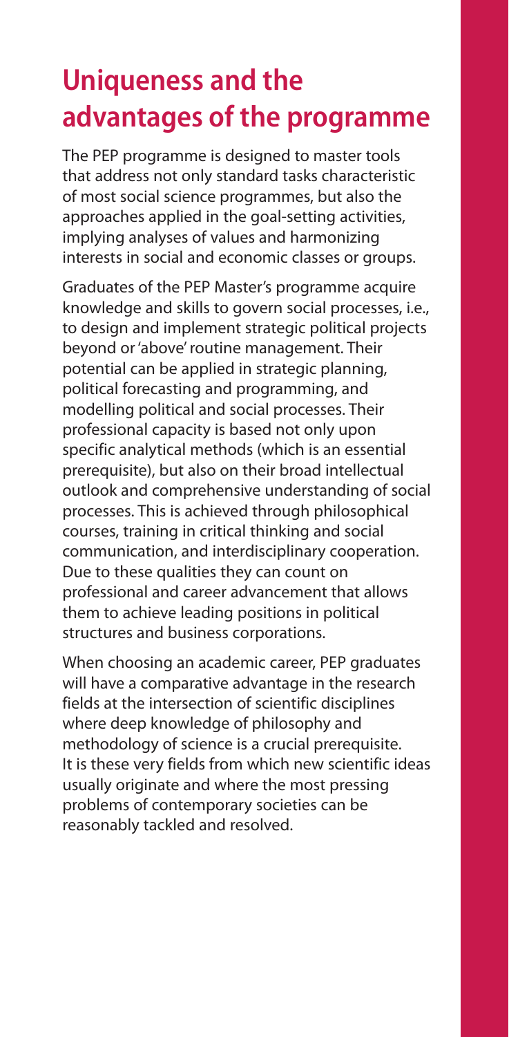# Uniqueness and the advantages of the programme

The PEP programme is designed to master tools that address not only standard tasks characteristic of most social science programmes, but also the approaches applied in the goal-setting activities, implying analyses of values and harmonizing interests in social and economic classes or groups.

Graduates of the PEP Master's programme acquire knowledge and skills to govern social processes, i.e., to design and implement strategic political projects beyond or 'above' routine management. Their potential can be applied in strategic planning, political forecasting and programming, and modelling political and social processes. Their professional capacity is based not only upon specific analytical methods (which is an essential prerequisite), but also on their broad intellectual outlook and comprehensive understanding of social processes. This is achieved through philosophical courses, training in critical thinking and social communication, and interdisciplinary cooperation. Due to these qualities they can count on professional and career advancement that allows them to achieve leading positions in political structures and business corporations.

When choosing an academic career, PEP graduates will have a comparative advantage in the research fields at the intersection of scientific disciplines where deep knowledge of philosophy and methodology of science is a crucial prerequisite. It is these very fields from which new scientific ideas usually originate and where the most pressing problems of contemporary societies can be reasonably tackled and resolved.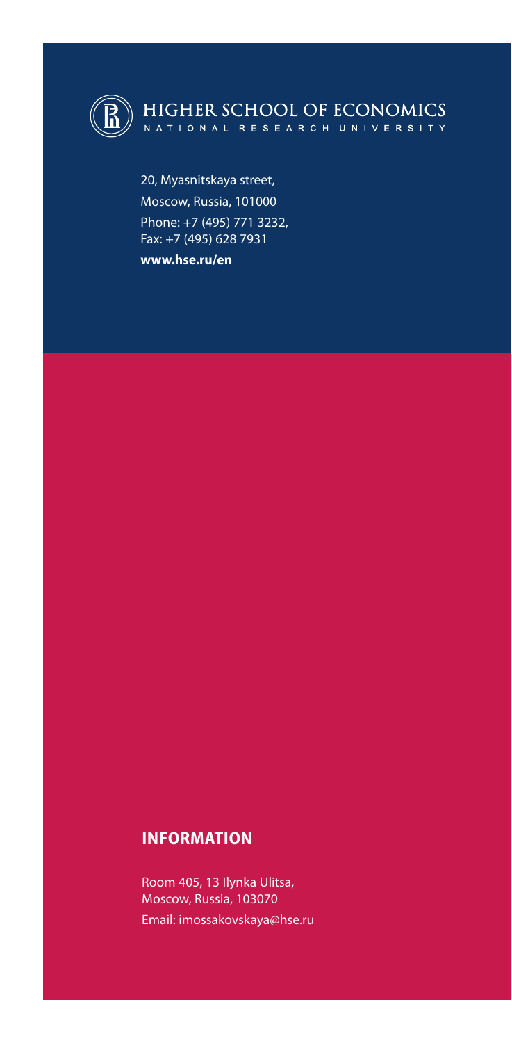HIGHER SCHOOL OF ECONOMICS
NATIONAL RESEARCH UNIVERSITY

20, Myasnitskaya street,
Moscow, Russia, 101000
Phone: +7 (495) 771 3232,
Fax: +7 (495) 628 7931

**www.hse.ru/en**

## INFORMATION

Room 405, 13 Ilynka Ulitsa,
Moscow, Russia, 103070
Email: imossakovskaya@hse.ru